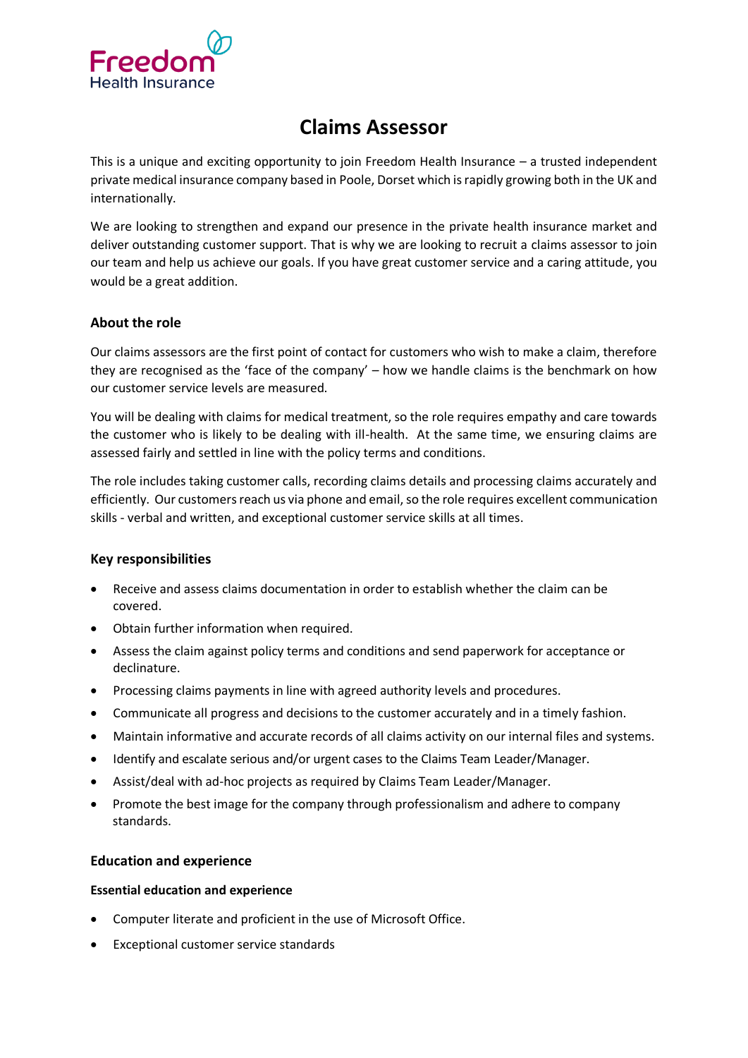Freedom Health Insurance

# Claims Assessor

This is a unique and exciting opportunity to join Freedom Health Insurance – a trusted independent private medical insurance company based in Poole, Dorset which is rapidly growing both in the UK and internationally.

We are looking to strengthen and expand our presence in the private health insurance market and deliver outstanding customer support. That is why we are looking to recruit a claims assessor to join our team and help us achieve our goals. If you have great customer service and a caring attitude, you would be a great addition.

## About the role

Our claims assessors are the first point of contact for customers who wish to make a claim, therefore they are recognised as the 'face of the company' – how we handle claims is the benchmark on how our customer service levels are measured.

You will be dealing with claims for medical treatment, so the role requires empathy and care towards the customer who is likely to be dealing with ill-health. At the same time, we ensuring claims are assessed fairly and settled in line with the policy terms and conditions.

The role includes taking customer calls, recording claims details and processing claims accurately and efficiently. Our customers reach us via phone and email, so the role requires excellent communication skills - verbal and written, and exceptional customer service skills at all times.

## Key responsibilities

- Receive and assess claims documentation in order to establish whether the claim can be covered.
- Obtain further information when required.
- Assess the claim against policy terms and conditions and send paperwork for acceptance or declinature.
- Processing claims payments in line with agreed authority levels and procedures.
- Communicate all progress and decisions to the customer accurately and in a timely fashion.
- Maintain informative and accurate records of all claims activity on our internal files and systems.
- Identify and escalate serious and/or urgent cases to the Claims Team Leader/Manager.
- Assist/deal with ad-hoc projects as required by Claims Team Leader/Manager.
- Promote the best image for the company through professionalism and adhere to company standards.

## Education and experience

### Essential education and experience

- Computer literate and proficient in the use of Microsoft Office.
- Exceptional customer service standards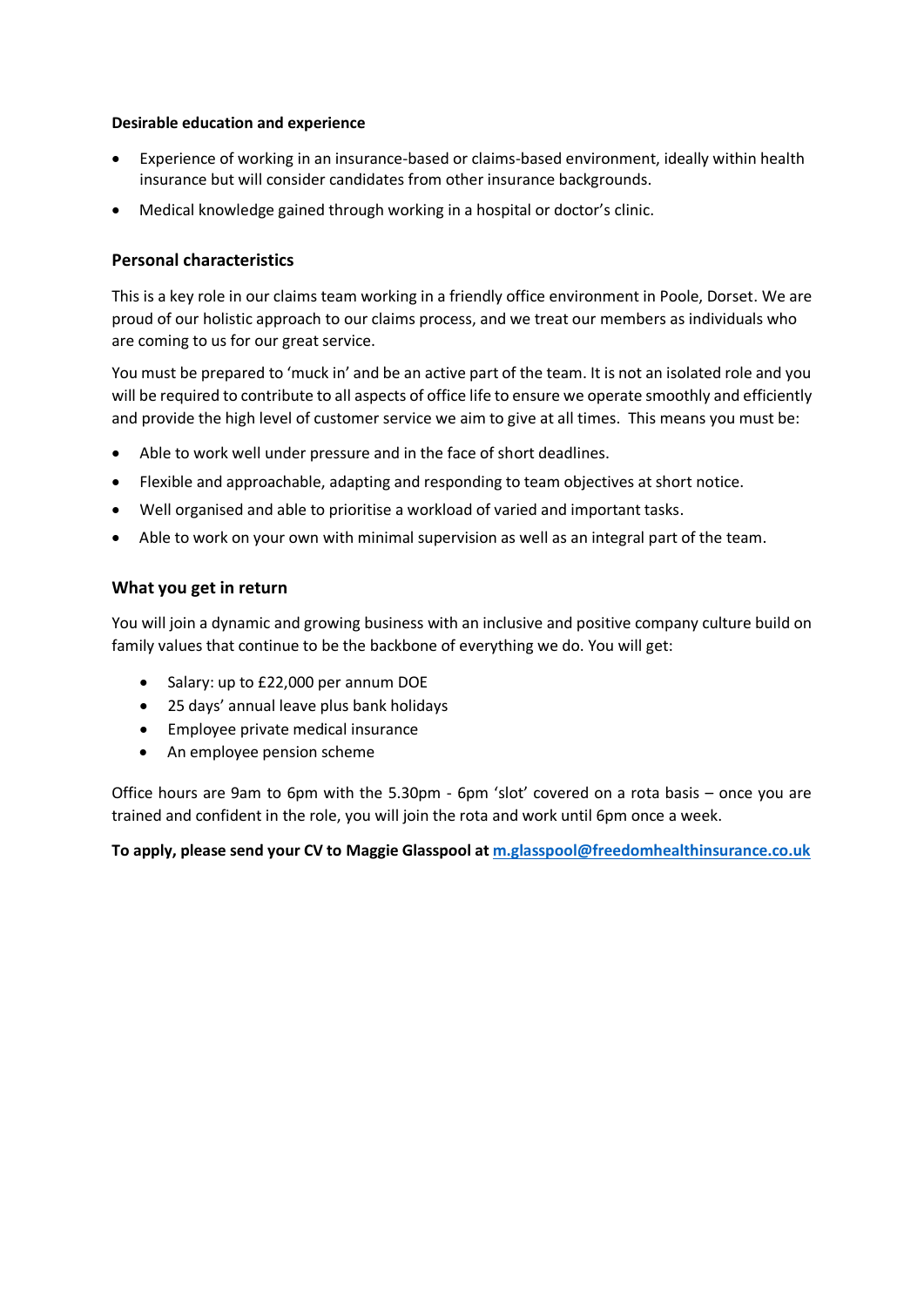**Desirable education and experience**

- Experience of working in an insurance-based or claims-based environment, ideally within health insurance but will consider candidates from other insurance backgrounds.
- Medical knowledge gained through working in a hospital or doctor's clinic.

## Personal characteristics

This is a key role in our claims team working in a friendly office environment in Poole, Dorset. We are proud of our holistic approach to our claims process, and we treat our members as individuals who are coming to us for our great service.

You must be prepared to 'muck in' and be an active part of the team. It is not an isolated role and you will be required to contribute to all aspects of office life to ensure we operate smoothly and efficiently and provide the high level of customer service we aim to give at all times. This means you must be:

- Able to work well under pressure and in the face of short deadlines.
- Flexible and approachable, adapting and responding to team objectives at short notice.
- Well organised and able to prioritise a workload of varied and important tasks.
- Able to work on your own with minimal supervision as well as an integral part of the team.

## What you get in return

You will join a dynamic and growing business with an inclusive and positive company culture build on family values that continue to be the backbone of everything we do. You will get:

- Salary: up to £22,000 per annum DOE
- 25 days' annual leave plus bank holidays
- Employee private medical insurance
- An employee pension scheme

Office hours are 9am to 6pm with the 5.30pm - 6pm 'slot' covered on a rota basis – once you are trained and confident in the role, you will join the rota and work until 6pm once a week.

**To apply, please send your CV to Maggie Glasspool at [m.glasspool@freedomhealthinsurance.co.uk](mailto:m.glasspool@freedomhealthinsurance.co.uk)**